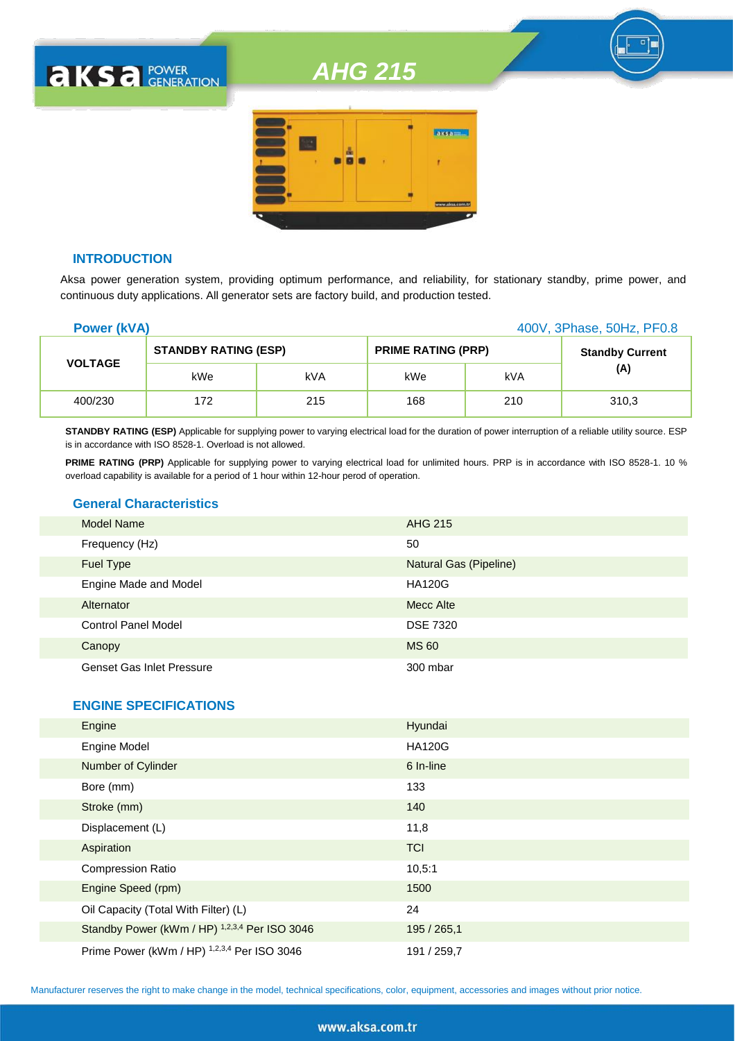# AHG 215

## INTRODUCTION

Aksa power generation system, providing optimum performance, and reliability, for stationary standby, prime power, and continuous duty applications. All generator sets are factory build, and production tested.

**Power (kVA)** 400V, 3Phase, 50Hz, PF0.8

| VOLTAGE | STANDBY RATING (ESP) | | PRIME RATING (PRP) | | Standby Current (A) |
|---|---|---|---|---|---|
| | kWe | kVA | kWe | kVA | |
| 400/230 | 172 | 215 | 168 | 210 | 310,3 |

**STANDBY RATING (ESP)** Applicable for supplying power to varying electrical load for the duration of power interruption of a reliable utility source. ESP is in accordance with ISO 8528-1. Overload is not allowed.

**PRIME RATING (PRP)** Applicable for supplying power to varying electrical load for unlimited hours. PRP is in accordance with ISO 8528-1. 10 % overload capability is available for a period of 1 hour within 12-hour perod of operation.

## General Characteristics

| | |
|---|---|
| Model Name | AHG 215 |
| Frequency (Hz) | 50 |
| Fuel Type | Natural Gas (Pipeline) |
| Engine Made and Model | HA120G |
| Alternator | Mecc Alte |
| Control Panel Model | DSE 7320 |
| Canopy | MS 60 |
| Genset Gas Inlet Pressure | 300 mbar |

## ENGINE SPECIFICATIONS

| | |
|---|---|
| Engine | Hyundai |
| Engine Model | HA120G |
| Number of Cylinder | 6 In-line |
| Bore (mm) | 133 |
| Stroke (mm) | 140 |
| Displacement (L) | 11,8 |
| Aspiration | TCI |
| Compression Ratio | 10,5:1 |
| Engine Speed (rpm) | 1500 |
| Oil Capacity (Total With Filter) (L) | 24 |
| Standby Power (kWm / HP) [1,2,3,4] Per ISO 3046 | 195 / 265,1 |
| Prime Power (kWm / HP) [1,2,3,4] Per ISO 3046 | 191 / 259,7 |

Manufacturer reserves the right to make change in the model, technical specifications, color, equipment, accessories and images without prior notice.

www.aksa.com.tr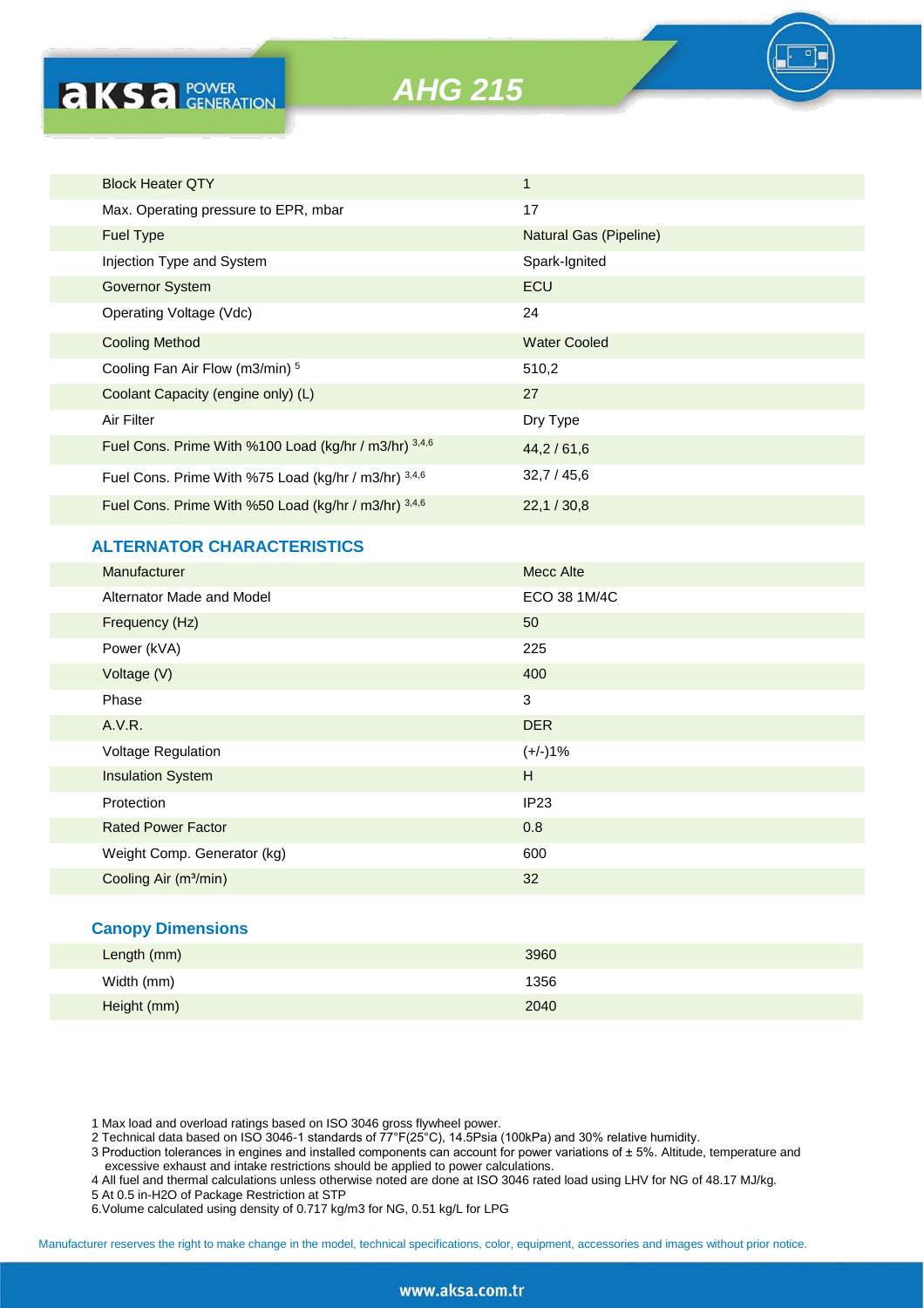# AHG 215

| | |
|---|---|
| Block Heater QTY | 1 |
| Max. Operating pressure to EPR, mbar | 17 |
| Fuel Type | Natural Gas (Pipeline) |
| Injection Type and System | Spark-Ignited |
| Governor System | ECU |
| Operating Voltage (Vdc) | 24 |
| Cooling Method | Water Cooled |
| Cooling Fan Air Flow (m3/min) [5] | 510,2 |
| Coolant Capacity (engine only) (L) | 27 |
| Air Filter | Dry Type |
| Fuel Cons. Prime With %100 Load (kg/hr / m3/hr) [3,4,6] | 44,2 / 61,6 |
| Fuel Cons. Prime With %75 Load (kg/hr / m3/hr) [3,4,6] | 32,7 / 45,6 |
| Fuel Cons. Prime With %50 Load (kg/hr / m3/hr) [3,4,6] | 22,1 / 30,8 |

## ALTERNATOR CHARACTERISTICS

| | |
|---|---|
| Manufacturer | Mecc Alte |
| Alternator Made and Model | ECO 38 1M/4C |
| Frequency (Hz) | 50 |
| Power (kVA) | 225 |
| Voltage (V) | 400 |
| Phase | 3 |
| A.V.R. | DER |
| Voltage Regulation | (+/-)1% |
| Insulation System | H |
| Protection | IP23 |
| Rated Power Factor | 0.8 |
| Weight Comp. Generator (kg) | 600 |
| Cooling Air (m³/min) | 32 |

## Canopy Dimensions

| | |
|---|---|
| Length (mm) | 3960 |
| Width (mm) | 1356 |
| Height (mm) | 2040 |

1 Max load and overload ratings based on ISO 3046 gross flywheel power.
2 Technical data based on ISO 3046-1 standards of 77°F(25°C), 14.5Psia (100kPa) and 30% relative humidity.
3 Production tolerances in engines and installed components can account for power variations of ± 5%. Altitude, temperature and excessive exhaust and intake restrictions should be applied to power calculations.
4 All fuel and thermal calculations unless otherwise noted are done at ISO 3046 rated load using LHV for NG of 48.17 MJ/kg.
5 At 0.5 in-H2O of Package Restriction at STP
6.Volume calculated using density of 0.717 kg/m3 for NG, 0.51 kg/L for LPG

Manufacturer reserves the right to make change in the model, technical specifications, color, equipment, accessories and images without prior notice.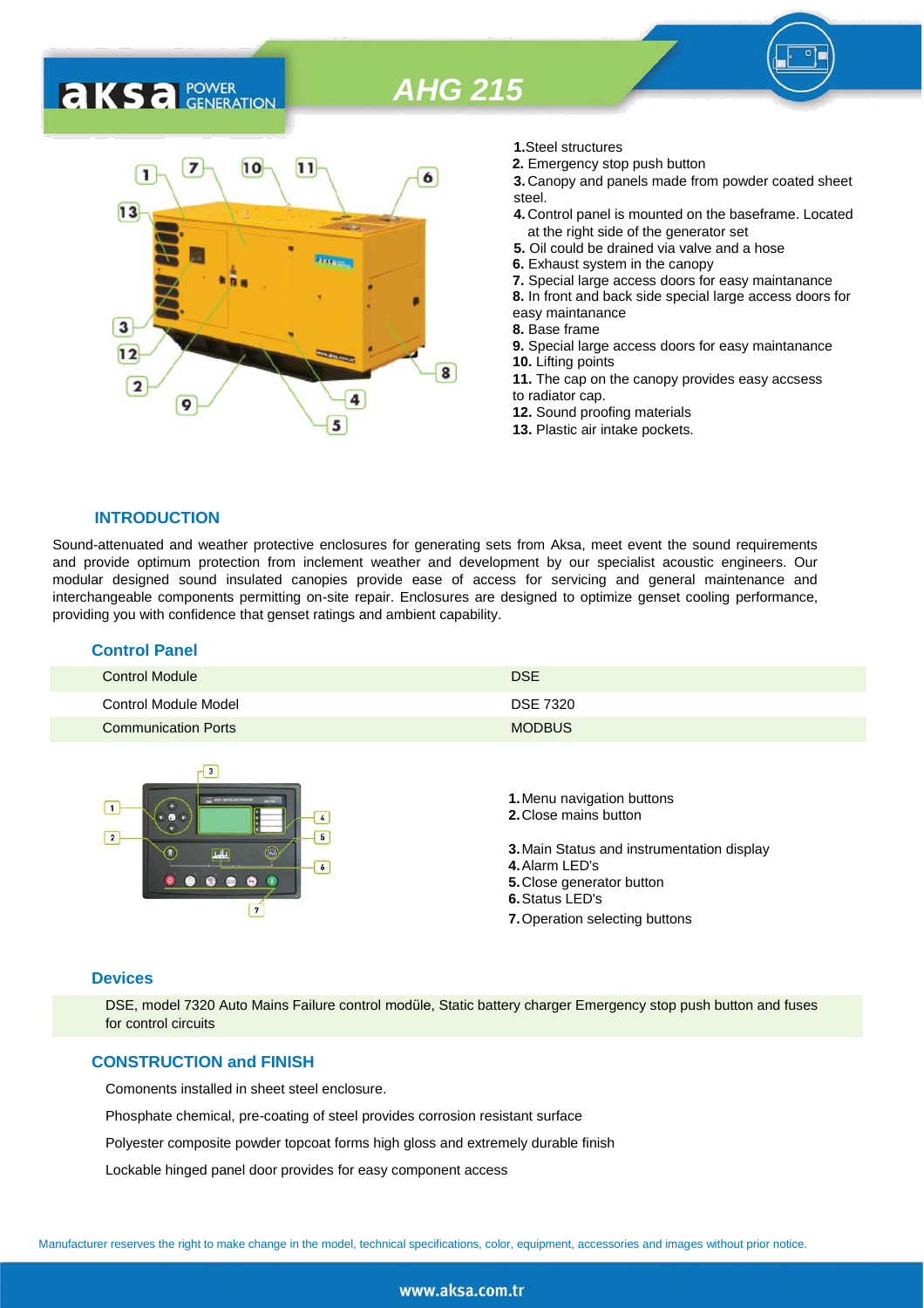# AHG 215

1. Steel structures
2. Emergency stop push button
3. Canopy and panels made from powder coated sheet steel.
4. Control panel is mounted on the baseframe. Located at the right side of the generator set
5. Oil could be drained via valve and a hose
6. Exhaust system in the canopy
7. Special large access doors for easy maintanance
8. In front and back side special large access doors for easy maintanance
8. Base frame
9. Special large access doors for easy maintanance
10. Lifting points
11. The cap on the canopy provides easy accsess to radiator cap.
12. Sound proofing materials
13. Plastic air intake pockets.

## INTRODUCTION

Sound-attenuated and weather protective enclosures for generating sets from Aksa, meet event the sound requirements and provide optimum protection from inclement weather and development by our specialist acoustic engineers. Our modular designed sound insulated canopies provide ease of access for servicing and general maintenance and interchangeable components permitting on-site repair. Enclosures are designed to optimize genset cooling performance, providing you with confidence that genset ratings and ambient capability.

## Control Panel

| | |
|---|---|
| Control Module | DSE |
| Control Module Model | DSE 7320 |
| Communication Ports | MODBUS |

1. Menu navigation buttons
2. Close mains button
3. Main Status and instrumentation display
4. Alarm LED's
5. Close generator button
6. Status LED's
7. Operation selecting buttons

## Devices

DSE, model 7320 Auto Mains Failure control modüle, Static battery charger Emergency stop push button and fuses for control circuits

## CONSTRUCTION and FINISH

Comonents installed in sheet steel enclosure.

Phosphate chemical, pre-coating of steel provides corrosion resistant surface

Polyester composite powder topcoat forms high gloss and extremely durable finish

Lockable hinged panel door provides for easy component access

Manufacturer reserves the right to make change in the model, technical specifications, color, equipment, accessories and images without prior notice.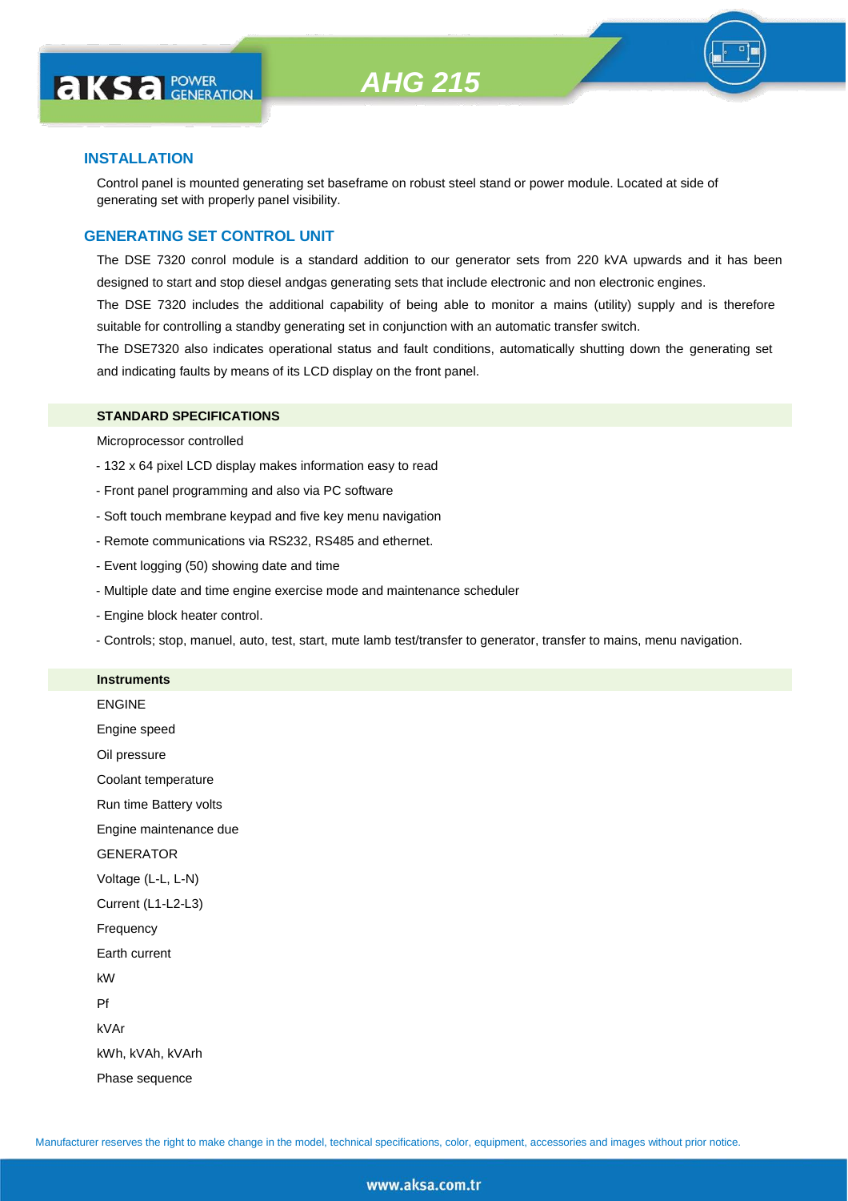## INSTALLATION

Control panel is mounted generating set baseframe on robust steel stand or power module. Located at side of generating set with properly panel visibility.

## GENERATING SET CONTROL UNIT

The DSE 7320 conrol module is a standard addition to our generator sets from 220 kVA upwards and it has been designed to start and stop diesel andgas generating sets that include electronic and non electronic engines.

The DSE 7320 includes the additional capability of being able to monitor a mains (utility) supply and is therefore suitable for controlling a standby generating set in conjunction with an automatic transfer switch.

The DSE7320 also indicates operational status and fault conditions, automatically shutting down the generating set and indicating faults by means of its LCD display on the front panel.

### STANDARD SPECIFICATIONS

Microprocessor controlled

- 132 x 64 pixel LCD display makes information easy to read
- Front panel programming and also via PC software
- Soft touch membrane keypad and five key menu navigation
- Remote communications via RS232, RS485 and ethernet.
- Event logging (50) showing date and time
- Multiple date and time engine exercise mode and maintenance scheduler
- Engine block heater control.
- Controls; stop, manuel, auto, test, start, mute lamb test/transfer to generator, transfer to mains, menu navigation.

### Instruments

ENGINE

Engine speed

Oil pressure

Coolant temperature

Run time Battery volts

Engine maintenance due

GENERATOR

Voltage (L-L, L-N)

Current (L1-L2-L3)

Frequency

Earth current

kW

Pf

kVAr

kWh, kVAh, kVArh

Phase sequence

Manufacturer reserves the right to make change in the model, technical specifications, color, equipment, accessories and images without prior notice.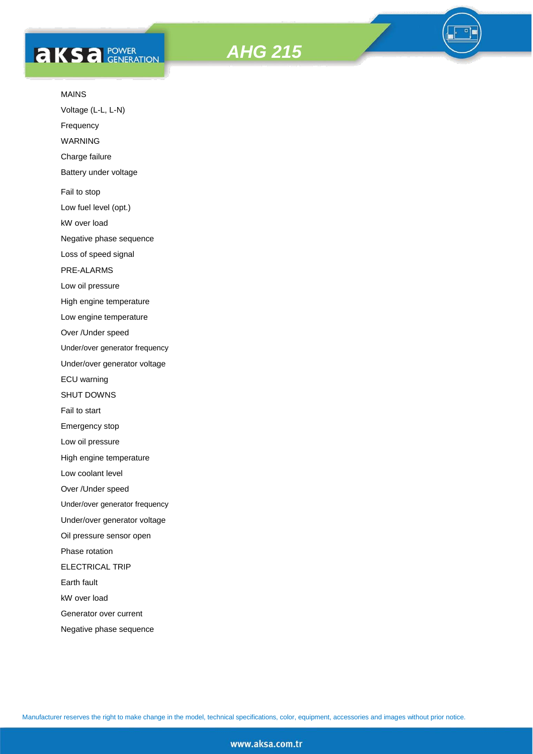MAINS

Voltage (L-L, L-N)

Frequency

WARNING

Charge failure

Battery under voltage

Fail to stop

Low fuel level (opt.)

kW over load

Negative phase sequence

Loss of speed signal

PRE-ALARMS

Low oil pressure

High engine temperature

Low engine temperature

Over /Under speed

Under/over generator frequency

Under/over generator voltage

ECU warning

SHUT DOWNS

Fail to start

Emergency stop

Low oil pressure

High engine temperature

Low coolant level

Over /Under speed

Under/over generator frequency

Under/over generator voltage

Oil pressure sensor open

Phase rotation

ELECTRICAL TRIP

Earth fault

kW over load

Generator over current

Negative phase sequence

Manufacturer reserves the right to make change in the model, technical specifications, color, equipment, accessories and images without prior notice.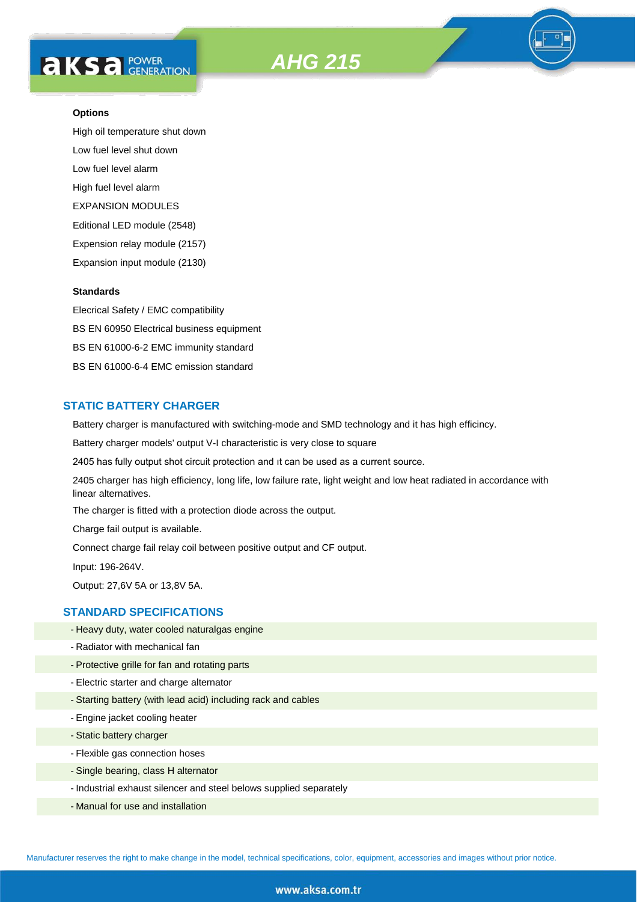**Options**

High oil temperature shut down

Low fuel level shut down

Low fuel level alarm

High fuel level alarm

EXPANSION MODULES

Editional LED module (2548)

Expension relay module (2157)

Expansion input module (2130)

**Standards**

Elecrical Safety / EMC compatibility

BS EN 60950 Electrical business equipment

BS EN 61000-6-2 EMC immunity standard

BS EN 61000-6-4 EMC emission standard

## STATIC BATTERY CHARGER

Battery charger is manufactured with switching-mode and SMD technology and it has high efficincy.

Battery charger models' output V-I characteristic is very close to square

2405 has fully output shot circuit protection and ıt can be used as a current source.

2405 charger has high efficiency, long life, low failure rate, light weight and low heat radiated in accordance with linear alternatives.

The charger is fitted with a protection diode across the output.

Charge fail output is available.

Connect charge fail relay coil between positive output and CF output.

Input: 196-264V.

Output: 27,6V 5A or 13,8V 5A.

## STANDARD SPECIFICATIONS

- Heavy duty, water cooled naturalgas engine
- Radiator with mechanical fan
- Protective grille for fan and rotating parts
- Electric starter and charge alternator
- Starting battery (with lead acid) including rack and cables
- Engine jacket cooling heater
- Static battery charger
- Flexible gas connection hoses
- Single bearing, class H alternator
- Industrial exhaust silencer and steel belows supplied separately
- Manual for use and installation

Manufacturer reserves the right to make change in the model, technical specifications, color, equipment, accessories and images without prior notice.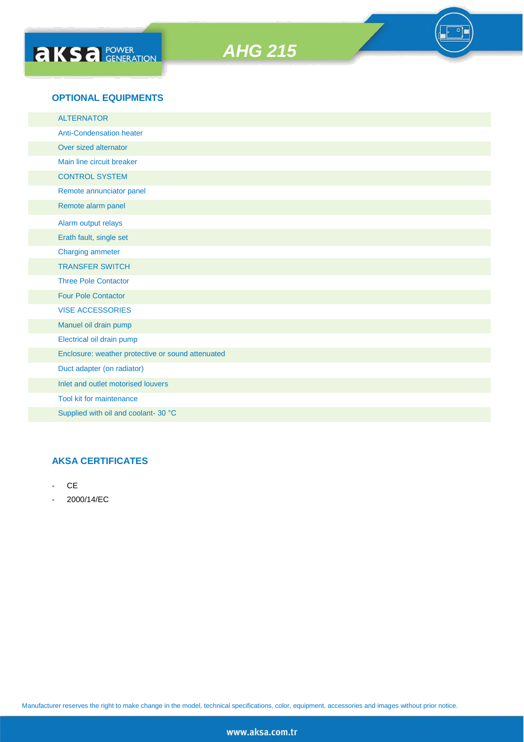## OPTIONAL EQUIPMENTS

| |
|---|
| ALTERNATOR |
| Anti-Condensation heater |
| Over sized alternator |
| Main line circuit breaker |
| CONTROL SYSTEM |
| Remote annunciator panel |
| Remote alarm panel |
| Alarm output relays |
| Erath fault, single set |
| Charging ammeter |
| TRANSFER SWITCH |
| Three Pole Contactor |
| Four Pole Contactor |
| VISE ACCESSORIES |
| Manuel oil drain pump |
| Electrical oil drain pump |
| Enclosure: weather protective or sound attenuated |
| Duct adapter (on radiator) |
| Inlet and outlet motorised louvers |
| Tool kit for maintenance |
| Supplied with oil and coolant- 30 °C |

## AKSA CERTIFICATES

- CE
- 2000/14/EC

Manufacturer reserves the right to make change in the model, technical specifications, color, equipment, accessories and images without prior notice.

www.aksa.com.tr